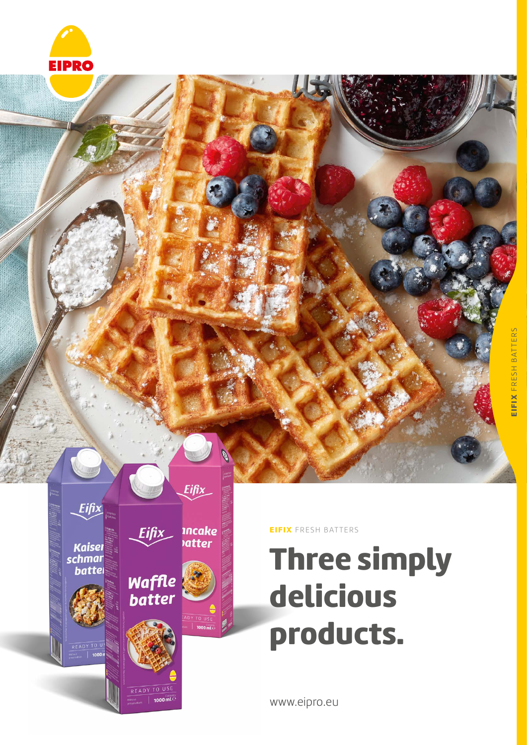EIPRO

**EIFIX** FRESH BATTERS

# Three simply delicious products.

www.eipro.eu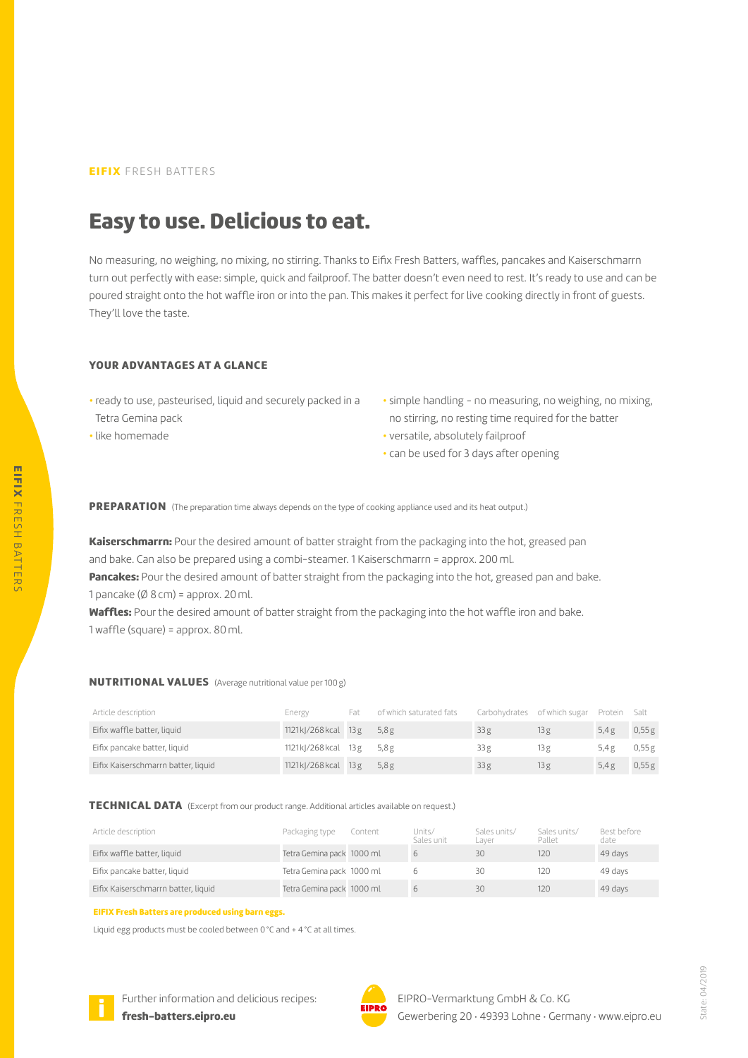**EIFIX** FRESH BATTERS

# Easy to use. Delicious to eat.

No measuring, no weighing, no mixing, no stirring. Thanks to Eifix Fresh Batters, waffles, pancakes and Kaiserschmarrn turn out perfectly with ease: simple, quick and failproof. The batter doesn't even need to rest. It's ready to use and can be poured straight onto the hot waffle iron or into the pan. This makes it perfect for live cooking directly in front of guests. They'll love the taste.

### YOUR ADVANTAGES AT A GLANCE

- ready to use, pasteurised, liquid and securely packed in a Tetra Gemina pack
- like homemade
- simple handling – no measuring, no weighing, no mixing, no stirring, no resting time required for the batter
- versatile, absolutely failproof
- can be used for 3 days after opening

### PREPARATION (The preparation time always depends on the type of cooking appliance used and its heat output.)

**Kaiserschmarrn:** Pour the desired amount of batter straight from the packaging into the hot, greased pan and bake. Can also be prepared using a combi-steamer. 1 Kaiserschmarrn = approx. 200 ml.

**Pancakes:** Pour the desired amount of batter straight from the packaging into the hot, greased pan and bake. 1 pancake (Ø 8 cm) = approx. 20 ml.

**Waffles:** Pour the desired amount of batter straight from the packaging into the hot waffle iron and bake. 1 waffle (square) = approx. 80 ml.

### NUTRITIONAL VALUES (Average nutritional value per 100 g)

| Article description | Energy | Fat | of which saturated fats | Carbohydrates | of which sugar | Protein | Salt |
|---|---|---|---|---|---|---|---|
| Eifix waffle batter, liquid | 1121 kJ/268 kcal | 13 g | 5,8 g | 33 g | 13 g | 5,4 g | 0,55 g |
| Eifix pancake batter, liquid | 1121 kJ/268 kcal | 13 g | 5,8 g | 33 g | 13 g | 5,4 g | 0,55 g |
| Eifix Kaiserschmarrn batter, liquid | 1121 kJ/268 kcal | 13 g | 5,8 g | 33 g | 13 g | 5,4 g | 0,55 g |

### TECHNICAL DATA (Excerpt from our product range. Additional articles available on request.)

| Article description | Packaging type | Content | Units/ Sales unit | Sales units/ Layer | Sales units/ Pallet | Best before date |
|---|---|---|---|---|---|---|
| Eifix waffle batter, liquid | Tetra Gemina pack | 1000 ml | 6 | 30 | 120 | 49 days |
| Eifix pancake batter, liquid | Tetra Gemina pack | 1000 ml | 6 | 30 | 120 | 49 days |
| Eifix Kaiserschmarrn batter, liquid | Tetra Gemina pack | 1000 ml | 6 | 30 | 120 | 49 days |

**EIFIX Fresh Batters are produced using barn eggs.**

Liquid egg products must be cooled between 0 °C and + 4 °C at all times.

Further information and delicious recipes:
**fresh-batters.eipro.eu**

EIPRO-Vermarktung GmbH & Co. KG
Gewerbering 20 · 49393 Lohne · Germany · www.eipro.eu

State: 04/2019